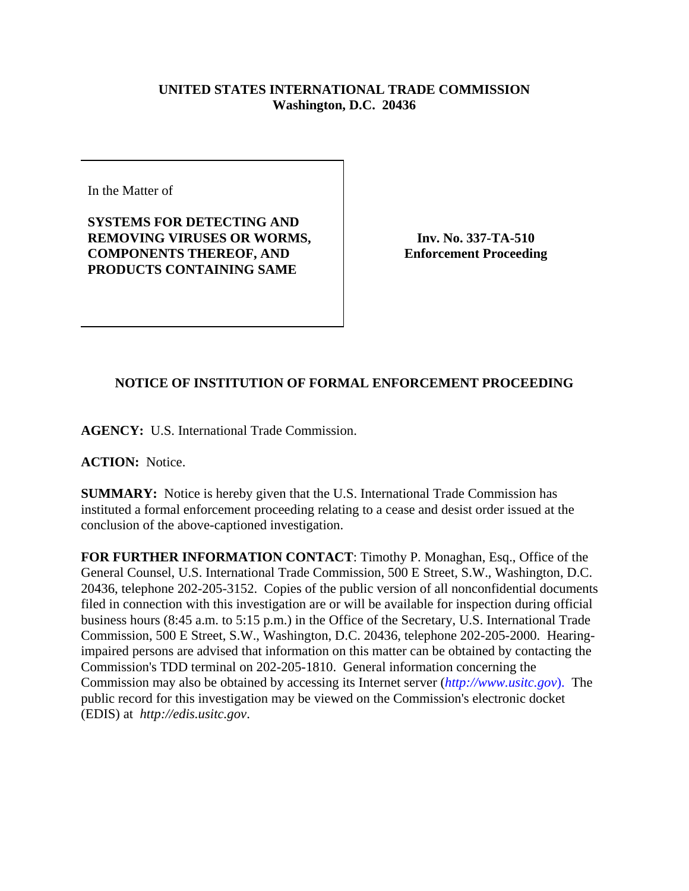**UNITED STATES INTERNATIONAL TRADE COMMISSION**
**Washington, D.C. 20436**

In the Matter of

**SYSTEMS FOR DETECTING AND REMOVING VIRUSES OR WORMS, COMPONENTS THEREOF, AND PRODUCTS CONTAINING SAME**

**Inv. No. 337-TA-510**
**Enforcement Proceeding**

## NOTICE OF INSTITUTION OF FORMAL ENFORCEMENT PROCEEDING

**AGENCY:** U.S. International Trade Commission.

**ACTION:** Notice.

**SUMMARY:** Notice is hereby given that the U.S. International Trade Commission has instituted a formal enforcement proceeding relating to a cease and desist order issued at the conclusion of the above-captioned investigation.

**FOR FURTHER INFORMATION CONTACT**: Timothy P. Monaghan, Esq., Office of the General Counsel, U.S. International Trade Commission, 500 E Street, S.W., Washington, D.C. 20436, telephone 202-205-3152. Copies of the public version of all nonconfidential documents filed in connection with this investigation are or will be available for inspection during official business hours (8:45 a.m. to 5:15 p.m.) in the Office of the Secretary, U.S. International Trade Commission, 500 E Street, S.W., Washington, D.C. 20436, telephone 202-205-2000. Hearing-impaired persons are advised that information on this matter can be obtained by contacting the Commission's TDD terminal on 202-205-1810. General information concerning the Commission may also be obtained by accessing its Internet server (*http://www.usitc.gov*). The public record for this investigation may be viewed on the Commission's electronic docket (EDIS) at *http://edis.usitc.gov*.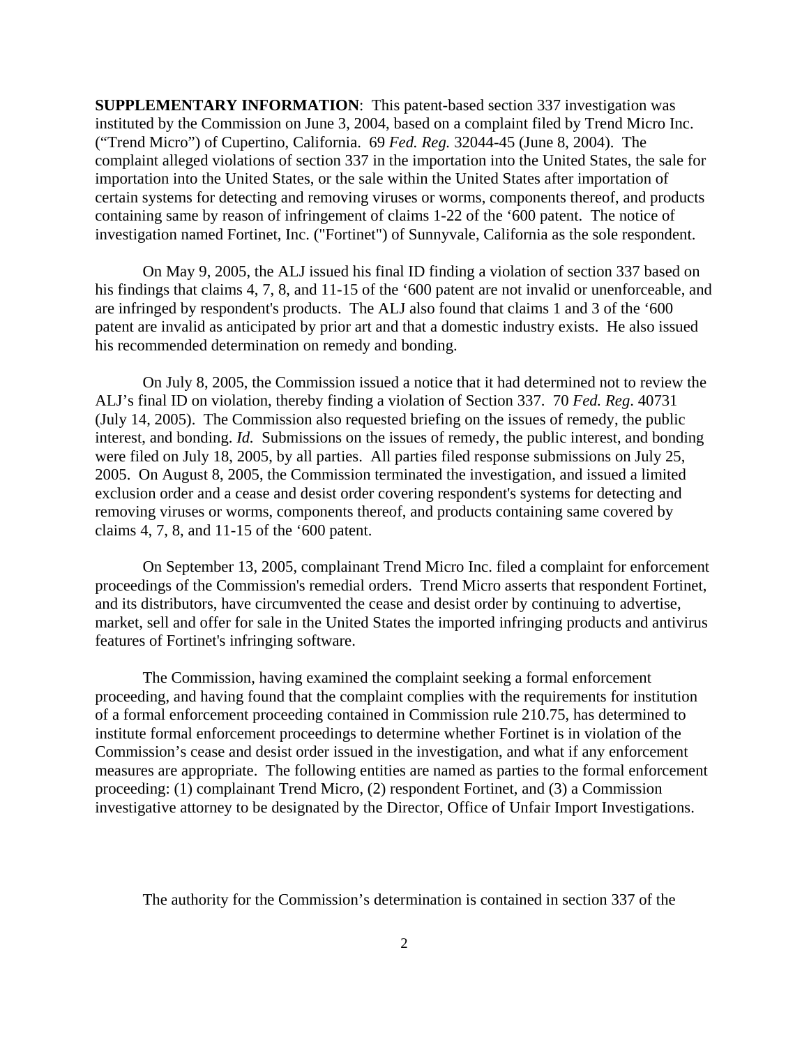**SUPPLEMENTARY INFORMATION**: This patent-based section 337 investigation was instituted by the Commission on June 3, 2004, based on a complaint filed by Trend Micro Inc. ("Trend Micro") of Cupertino, California. 69 *Fed. Reg.* 32044-45 (June 8, 2004). The complaint alleged violations of section 337 in the importation into the United States, the sale for importation into the United States, or the sale within the United States after importation of certain systems for detecting and removing viruses or worms, components thereof, and products containing same by reason of infringement of claims 1-22 of the '600 patent. The notice of investigation named Fortinet, Inc. ("Fortinet") of Sunnyvale, California as the sole respondent.

On May 9, 2005, the ALJ issued his final ID finding a violation of section 337 based on his findings that claims 4, 7, 8, and 11-15 of the '600 patent are not invalid or unenforceable, and are infringed by respondent's products. The ALJ also found that claims 1 and 3 of the '600 patent are invalid as anticipated by prior art and that a domestic industry exists. He also issued his recommended determination on remedy and bonding.

On July 8, 2005, the Commission issued a notice that it had determined not to review the ALJ's final ID on violation, thereby finding a violation of Section 337. 70 *Fed. Reg*. 40731 (July 14, 2005). The Commission also requested briefing on the issues of remedy, the public interest, and bonding. *Id.* Submissions on the issues of remedy, the public interest, and bonding were filed on July 18, 2005, by all parties. All parties filed response submissions on July 25, 2005. On August 8, 2005, the Commission terminated the investigation, and issued a limited exclusion order and a cease and desist order covering respondent's systems for detecting and removing viruses or worms, components thereof, and products containing same covered by claims 4, 7, 8, and 11-15 of the '600 patent.

On September 13, 2005, complainant Trend Micro Inc. filed a complaint for enforcement proceedings of the Commission's remedial orders. Trend Micro asserts that respondent Fortinet, and its distributors, have circumvented the cease and desist order by continuing to advertise, market, sell and offer for sale in the United States the imported infringing products and antivirus features of Fortinet's infringing software.

The Commission, having examined the complaint seeking a formal enforcement proceeding, and having found that the complaint complies with the requirements for institution of a formal enforcement proceeding contained in Commission rule 210.75, has determined to institute formal enforcement proceedings to determine whether Fortinet is in violation of the Commission's cease and desist order issued in the investigation, and what if any enforcement measures are appropriate. The following entities are named as parties to the formal enforcement proceeding: (1) complainant Trend Micro, (2) respondent Fortinet, and (3) a Commission investigative attorney to be designated by the Director, Office of Unfair Import Investigations.

The authority for the Commission's determination is contained in section 337 of the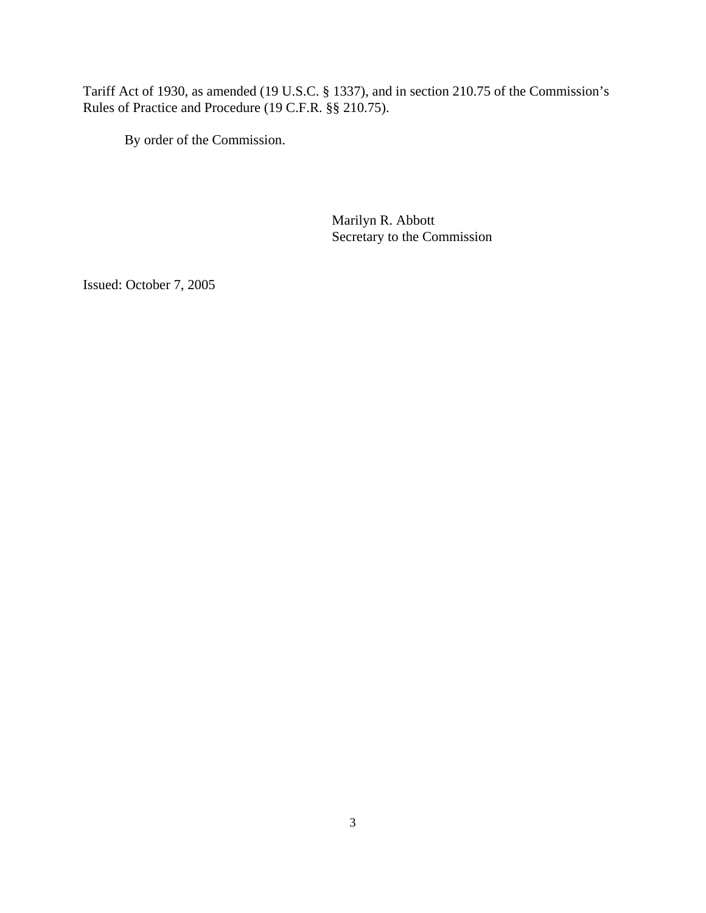Tariff Act of 1930, as amended (19 U.S.C. § 1337), and in section 210.75 of the Commission's Rules of Practice and Procedure (19 C.F.R. §§ 210.75).

By order of the Commission.

Marilyn R. Abbott
Secretary to the Commission

Issued: October 7, 2005